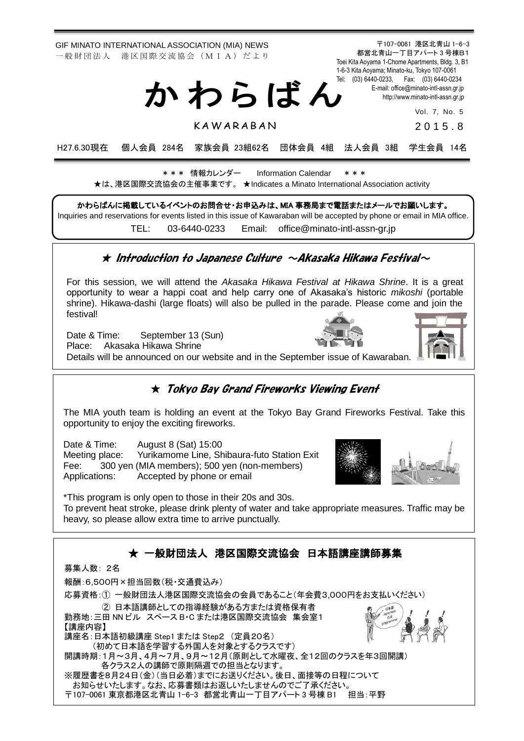GIF MINATO INTERNATIONAL ASSOCIATION (MIA) NEWS
一般財団法人　港区国際交流協会（ＭＩＡ）だより

〒107-0061 港区北青山 1-6-3
都営北青山一丁目アパート 3 号棟B1
Toei Kita Aoyama 1-Chome Apartments, Bldg. 3, B1
1-6-3 Kita Aoyama; Minato-ku, Tokyo 107-0061
Tel: (03) 6440-0233, Fax: (03) 6440-0234
E-mail: office@minato-intl-assn.gr.jp
http://www.minato-intl-assn.gr.jp

# かわらばん

KAWARABAN

Vol. 7, No. 5
2015.8

H27.6.30現在　個人会員 284名　家族会員 23組62名　団体会員 4組　法人会員 3組　学生会員 14名

＊＊＊ 情報カレンダー　Information Calendar ＊＊＊
★は、港区国際交流協会の主催事業です。 ★Indicates a Minato International Association activity

**かわらばんに掲載しているイベントのお問合せ・お申込みは、MIA 事務局まで電話またはメールでお願いします。**
Inquiries and reservations for events listed in this issue of Kawaraban will be accepted by phone or email in MIA office.
TEL: 03-6440-0233　Email: office@minato-intl-assn-gr.jp

## ★ Introduction to Japanese Culture ～Akasaka Hikawa Festival～

For this session, we will attend the *Akasaka Hikawa Festival at Hikawa Shrine*. It is a great opportunity to wear a happi coat and help carry one of Akasaka's historic *mikoshi* (portable shrine). Hikawa-dashi (large floats) will also be pulled in the parade. Please come and join the festival!

Date & Time: September 13 (Sun)
Place: Akasaka Hikawa Shrine
Details will be announced on our website and in the September issue of Kawaraban.

## ★ Tokyo Bay Grand Fireworks Viewing Event

The MIA youth team is holding an event at the Tokyo Bay Grand Fireworks Festival. Take this opportunity to enjoy the exciting fireworks.

Date & Time: August 8 (Sat) 15:00
Meeting place: Yurikamome Line, Shibaura-futo Station Exit
Fee: 300 yen (MIA members); 500 yen (non-members)
Applications: Accepted by phone or email

*This program is only open to those in their 20s and 30s.
To prevent heat stroke, please drink plenty of water and take appropriate measures. Traffic may be heavy, so please allow extra time to arrive punctually.

## ★ 一般財団法人　港区国際交流協会　日本語講座講師募集

募集人数：２名
報酬：6,500円×担当回数（税・交通費込み）
応募資格：① 一般財団法人港区国際交流協会の会員であること（年会費3,000円をお支払いください）
　　　　② 日本語講師としての指導経験がある方または資格保有者
勤務地：三田 NN ビル　スペースＢ・Ｃ または港区国際交流協会　集会室1
【講座内容】
講座名：日本語初級講座 Step1 または Step2 （定員20名）
　　（初めて日本語を学習する外国人を対象とするクラスです）
開講時期：1月～3月、4月～7月、9月～12月（原則として水曜夜、全12回のクラスを年3回開講）
　　各クラス2人の講師で原則隔週での担当となります。
※履歴書を8月24日（金）（当日必着）までにお送りください。後日、面接等の日程について
　お知らせいたします。なお、応募書類はお返しいたしませんのでご了承ください。
〒107-0061 東京都港区北青山 1-6-3　都営北青山一丁目アパート 3 号棟 B1　担当：平野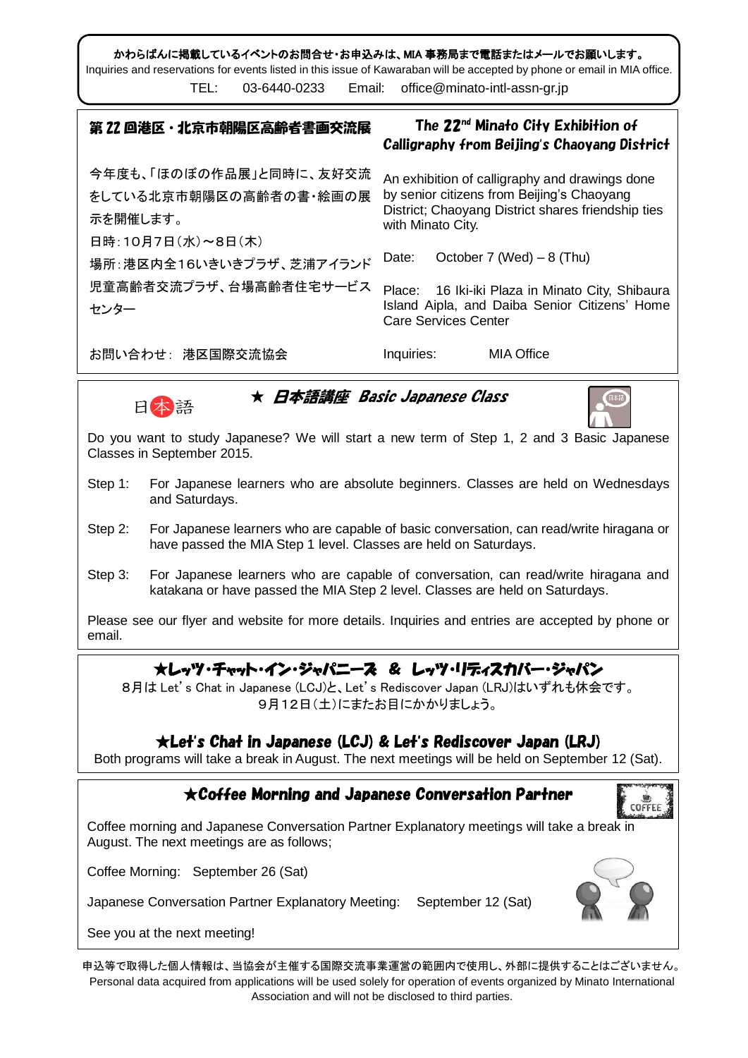かわらばんに掲載しているイベントのお問合せ・お申込みは、MIA 事務局まで電話またはメールでお願いします。
Inquiries and reservations for events listed in this issue of Kawaraban will be accepted by phone or email in MIA office.
TEL: 03-6440-0233 Email: office@minato-intl-assn-gr.jp

## 第22回港区・北京市朝陽区高齢者書画交流展

今年度も、「ほのぼの作品展」と同時に、友好交流をしている北京市朝陽区の高齢者の書・絵画の展示を開催します。

日時：10月7日（水）～8日（木）

場所：港区内全16いきいきプラザ、芝浦アイランド児童高齢者交流プラザ、台場高齢者住宅サービスセンター

お問い合わせ： 港区国際交流協会

## The 22nd Minato City Exhibition of Calligraphy from Beijing's Chaoyang District

An exhibition of calligraphy and drawings done by senior citizens from Beijing's Chaoyang District; Chaoyang District shares friendship ties with Minato City.

Date: October 7 (Wed) – 8 (Thu)

Place: 16 Iki-iki Plaza in Minato City, Shibaura Island Aipla, and Daiba Senior Citizens' Home Care Services Center

Inquiries: MIA Office

## ★ *日本語講座 Basic Japanese Class*

日本語

Do you want to study Japanese? We will start a new term of Step 1, 2 and 3 Basic Japanese Classes in September 2015.

Step 1: For Japanese learners who are absolute beginners. Classes are held on Wednesdays and Saturdays.

Step 2: For Japanese learners who are capable of basic conversation, can read/write hiragana or have passed the MIA Step 1 level. Classes are held on Saturdays.

Step 3: For Japanese learners who are capable of conversation, can read/write hiragana and katakana or have passed the MIA Step 2 level. Classes are held on Saturdays.

Please see our flyer and website for more details. Inquiries and entries are accepted by phone or email.

## ★レッツ・チャット・イン・ジャパニーズ ＆ レッツ・リディスカバー・ジャパン

8月は Let's Chat in Japanese (LCJ)と、Let's Rediscover Japan (LRJ)はいずれも休会です。
9月12日（土）にまたお目にかかりましょう。

## ★Let's Chat in Japanese (LCJ) & Let's Rediscover Japan (LRJ)

Both programs will take a break in August. The next meetings will be held on September 12 (Sat).

## ★Coffee Morning and Japanese Conversation Partner

Coffee morning and Japanese Conversation Partner Explanatory meetings will take a break in August. The next meetings are as follows;

Coffee Morning: September 26 (Sat)

Japanese Conversation Partner Explanatory Meeting: September 12 (Sat)

See you at the next meeting!

申込等で取得した個人情報は、当協会が主催する国際交流事業運営の範囲内で使用し、外部に提供することはございません。
Personal data acquired from applications will be used solely for operation of events organized by Minato International Association and will not be disclosed to third parties.